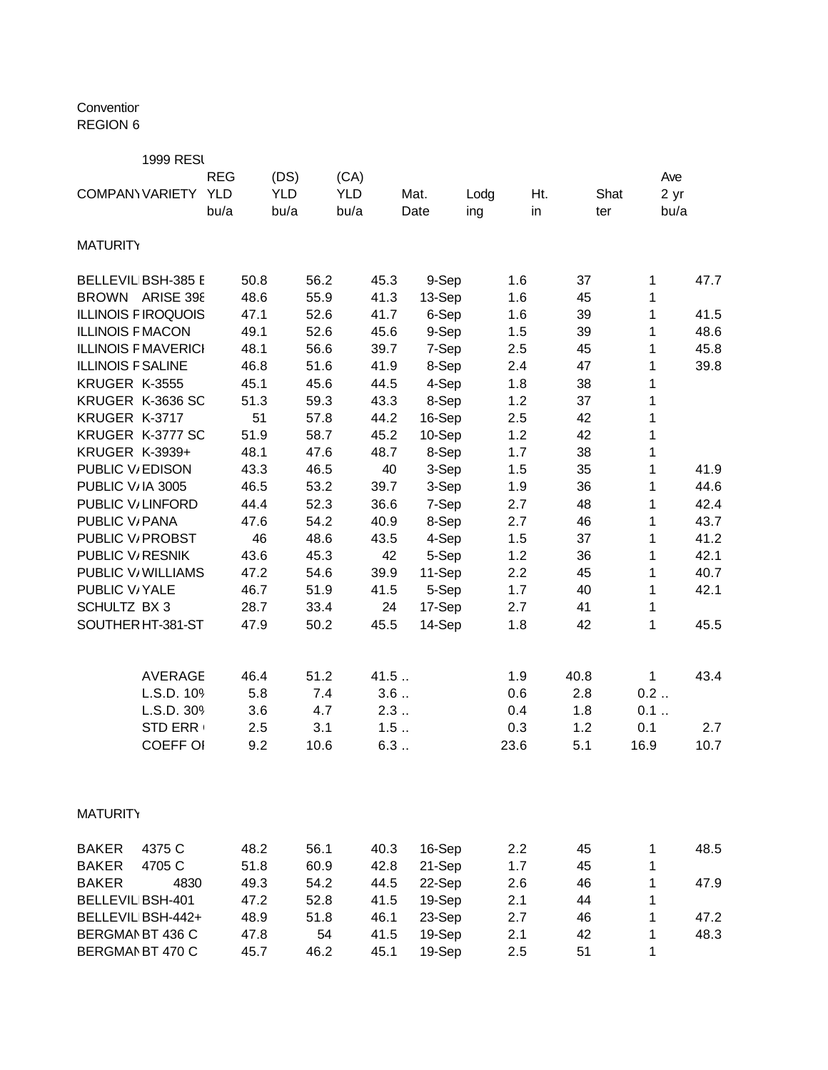Convention
REGION 6

1999 RESU

| COMPANY | VARIETY | REG YLD bu/a | (DS) YLD bu/a | (CA) YLD bu/a | Mat. Date | Lodging | Ht. in | Shatter | Ave 2 yr bu/a |
|---|---|---|---|---|---|---|---|---|---|
| MATURITY | | | | | | | | | |
| BELLEVIL | BSH-385 E | 50.8 | 56.2 | 45.3 | 9-Sep | 1.6 | 37 | 1 | 47.7 |
| BROWN | ARISE 398 | 48.6 | 55.9 | 41.3 | 13-Sep | 1.6 | 45 | 1 | |
| ILLINOIS F | IROQUOIS | 47.1 | 52.6 | 41.7 | 6-Sep | 1.6 | 39 | 1 | 41.5 |
| ILLINOIS F | MACON | 49.1 | 52.6 | 45.6 | 9-Sep | 1.5 | 39 | 1 | 48.6 |
| ILLINOIS F | MAVERICI | 48.1 | 56.6 | 39.7 | 7-Sep | 2.5 | 45 | 1 | 45.8 |
| ILLINOIS F | SALINE | 46.8 | 51.6 | 41.9 | 8-Sep | 2.4 | 47 | 1 | 39.8 |
| KRUGER | K-3555 | 45.1 | 45.6 | 44.5 | 4-Sep | 1.8 | 38 | 1 | |
| KRUGER | K-3636 SC | 51.3 | 59.3 | 43.3 | 8-Sep | 1.2 | 37 | 1 | |
| KRUGER | K-3717 | 51 | 57.8 | 44.2 | 16-Sep | 2.5 | 42 | 1 | |
| KRUGER | K-3777 SC | 51.9 | 58.7 | 45.2 | 10-Sep | 1.2 | 42 | 1 | |
| KRUGER | K-3939+ | 48.1 | 47.6 | 48.7 | 8-Sep | 1.7 | 38 | 1 | |
| PUBLIC V/ | EDISON | 43.3 | 46.5 | 40 | 3-Sep | 1.5 | 35 | 1 | 41.9 |
| PUBLIC V/ | IA 3005 | 46.5 | 53.2 | 39.7 | 3-Sep | 1.9 | 36 | 1 | 44.6 |
| PUBLIC V/ | LINFORD | 44.4 | 52.3 | 36.6 | 7-Sep | 2.7 | 48 | 1 | 42.4 |
| PUBLIC V/ | PANA | 47.6 | 54.2 | 40.9 | 8-Sep | 2.7 | 46 | 1 | 43.7 |
| PUBLIC V/ | PROBST | 46 | 48.6 | 43.5 | 4-Sep | 1.5 | 37 | 1 | 41.2 |
| PUBLIC V/ | RESNIK | 43.6 | 45.3 | 42 | 5-Sep | 1.2 | 36 | 1 | 42.1 |
| PUBLIC V/ | WILLIAMS | 47.2 | 54.6 | 39.9 | 11-Sep | 2.2 | 45 | 1 | 40.7 |
| PUBLIC V/ | YALE | 46.7 | 51.9 | 41.5 | 5-Sep | 1.7 | 40 | 1 | 42.1 |
| SCHULTZ | BX 3 | 28.7 | 33.4 | 24 | 17-Sep | 2.7 | 41 | 1 | |
| SOUTHER | HT-381-ST | 47.9 | 50.2 | 45.5 | 14-Sep | 1.8 | 42 | 1 | 45.5 |
| | AVERAGE | 46.4 | 51.2 | 41.5 | .. | 1.9 | 40.8 | 1 | 43.4 |
| | L.S.D. 10% | 5.8 | 7.4 | 3.6 | .. | 0.6 | 2.8 | 0.2 | .. |
| | L.S.D. 30% | 3.6 | 4.7 | 2.3 | .. | 0.4 | 1.8 | 0.1 | .. |
| | STD ERR | 2.5 | 3.1 | 1.5 | .. | 0.3 | 1.2 | 0.1 | 2.7 |
| | COEFF OI | 9.2 | 10.6 | 6.3 | .. | 23.6 | 5.1 | 16.9 | 10.7 |
| MATURITY | | | | | | | | | |
| BAKER | 4375 C | 48.2 | 56.1 | 40.3 | 16-Sep | 2.2 | 45 | 1 | 48.5 |
| BAKER | 4705 C | 51.8 | 60.9 | 42.8 | 21-Sep | 1.7 | 45 | 1 | |
| BAKER | 4830 | 49.3 | 54.2 | 44.5 | 22-Sep | 2.6 | 46 | 1 | 47.9 |
| BELLEVIL | BSH-401 | 47.2 | 52.8 | 41.5 | 19-Sep | 2.1 | 44 | 1 | |
| BELLEVIL | BSH-442+ | 48.9 | 51.8 | 46.1 | 23-Sep | 2.7 | 46 | 1 | 47.2 |
| BERGMAN | BT 436 C | 47.8 | 54 | 41.5 | 19-Sep | 2.1 | 42 | 1 | 48.3 |
| BERGMAN | BT 470 C | 45.7 | 46.2 | 45.1 | 19-Sep | 2.5 | 51 | 1 | |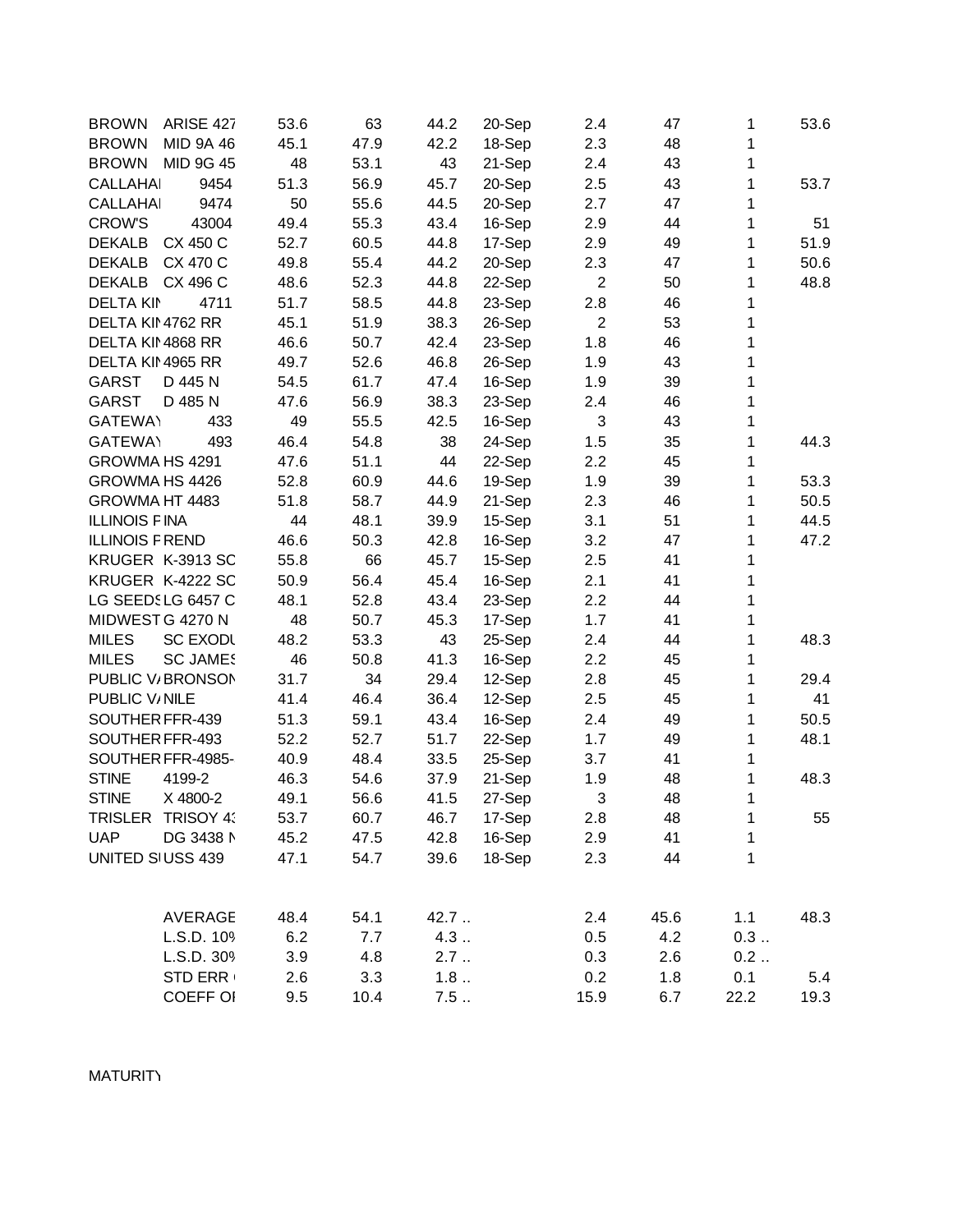| | | | | | | | | | |
|---|---|---|---|---|---|---|---|---|---|
| BROWN | ARISE 427 | 53.6 | 63 | 44.2 | 20-Sep | 2.4 | 47 | 1 | 53.6 |
| BROWN | MID 9A 46 | 45.1 | 47.9 | 42.2 | 18-Sep | 2.3 | 48 | 1 | |
| BROWN | MID 9G 45 | 48 | 53.1 | 43 | 21-Sep | 2.4 | 43 | 1 | |
| CALLAHAI | 9454 | 51.3 | 56.9 | 45.7 | 20-Sep | 2.5 | 43 | 1 | 53.7 |
| CALLAHAI | 9474 | 50 | 55.6 | 44.5 | 20-Sep | 2.7 | 47 | 1 | |
| CROW'S | 43004 | 49.4 | 55.3 | 43.4 | 16-Sep | 2.9 | 44 | 1 | 51 |
| DEKALB | CX 450 C | 52.7 | 60.5 | 44.8 | 17-Sep | 2.9 | 49 | 1 | 51.9 |
| DEKALB | CX 470 C | 49.8 | 55.4 | 44.2 | 20-Sep | 2.3 | 47 | 1 | 50.6 |
| DEKALB | CX 496 C | 48.6 | 52.3 | 44.8 | 22-Sep | 2 | 50 | 1 | 48.8 |
| DELTA KII | 4711 | 51.7 | 58.5 | 44.8 | 23-Sep | 2.8 | 46 | 1 | |
| DELTA KII | 4762 RR | 45.1 | 51.9 | 38.3 | 26-Sep | 2 | 53 | 1 | |
| DELTA KII | 4868 RR | 46.6 | 50.7 | 42.4 | 23-Sep | 1.8 | 46 | 1 | |
| DELTA KII | 4965 RR | 49.7 | 52.6 | 46.8 | 26-Sep | 1.9 | 43 | 1 | |
| GARST | D 445 N | 54.5 | 61.7 | 47.4 | 16-Sep | 1.9 | 39 | 1 | |
| GARST | D 485 N | 47.6 | 56.9 | 38.3 | 23-Sep | 2.4 | 46 | 1 | |
| GATEWAY | 433 | 49 | 55.5 | 42.5 | 16-Sep | 3 | 43 | 1 | |
| GATEWAY | 493 | 46.4 | 54.8 | 38 | 24-Sep | 1.5 | 35 | 1 | 44.3 |
| GROWMA | HS 4291 | 47.6 | 51.1 | 44 | 22-Sep | 2.2 | 45 | 1 | |
| GROWMA | HS 4426 | 52.8 | 60.9 | 44.6 | 19-Sep | 1.9 | 39 | 1 | 53.3 |
| GROWMA | HT 4483 | 51.8 | 58.7 | 44.9 | 21-Sep | 2.3 | 46 | 1 | 50.5 |
| ILLINOIS F | INA | 44 | 48.1 | 39.9 | 15-Sep | 3.1 | 51 | 1 | 44.5 |
| ILLINOIS F | REND | 46.6 | 50.3 | 42.8 | 16-Sep | 3.2 | 47 | 1 | 47.2 |
| KRUGER | K-3913 SC | 55.8 | 66 | 45.7 | 15-Sep | 2.5 | 41 | 1 | |
| KRUGER | K-4222 SC | 50.9 | 56.4 | 45.4 | 16-Sep | 2.1 | 41 | 1 | |
| LG SEEDS | LG 6457 C | 48.1 | 52.8 | 43.4 | 23-Sep | 2.2 | 44 | 1 | |
| MIDWEST | G 4270 N | 48 | 50.7 | 45.3 | 17-Sep | 1.7 | 41 | 1 | |
| MILES | SC EXODU | 48.2 | 53.3 | 43 | 25-Sep | 2.4 | 44 | 1 | 48.3 |
| MILES | SC JAMES | 46 | 50.8 | 41.3 | 16-Sep | 2.2 | 45 | 1 | |
| PUBLIC V/ | BRONSON | 31.7 | 34 | 29.4 | 12-Sep | 2.8 | 45 | 1 | 29.4 |
| PUBLIC V/ | NILE | 41.4 | 46.4 | 36.4 | 12-Sep | 2.5 | 45 | 1 | 41 |
| SOUTHER | FFR-439 | 51.3 | 59.1 | 43.4 | 16-Sep | 2.4 | 49 | 1 | 50.5 |
| SOUTHER | FFR-493 | 52.2 | 52.7 | 51.7 | 22-Sep | 1.7 | 49 | 1 | 48.1 |
| SOUTHER | FFR-4985- | 40.9 | 48.4 | 33.5 | 25-Sep | 3.7 | 41 | 1 | |
| STINE | 4199-2 | 46.3 | 54.6 | 37.9 | 21-Sep | 1.9 | 48 | 1 | 48.3 |
| STINE | X 4800-2 | 49.1 | 56.6 | 41.5 | 27-Sep | 3 | 48 | 1 | |
| TRISLER | TRISOY 43 | 53.7 | 60.7 | 46.7 | 17-Sep | 2.8 | 48 | 1 | 55 |
| UAP | DG 3438 N | 45.2 | 47.5 | 42.8 | 16-Sep | 2.9 | 41 | 1 | |
| UNITED S | USS 439 | 47.1 | 54.7 | 39.6 | 18-Sep | 2.3 | 44 | 1 | |
| | | | | | | | | | |
| | AVERAGE | 48.4 | 54.1 | 42.7 .. | | 2.4 | 45.6 | 1.1 | 48.3 |
| | L.S.D. 10% | 6.2 | 7.7 | 4.3 .. | | 0.5 | 4.2 | 0.3 .. | |
| | L.S.D. 30% | 3.9 | 4.8 | 2.7 .. | | 0.3 | 2.6 | 0.2 .. | |
| | STD ERR | 2.6 | 3.3 | 1.8 .. | | 0.2 | 1.8 | 0.1 | 5.4 |
| | COEFF OI | 9.5 | 10.4 | 7.5 .. | | 15.9 | 6.7 | 22.2 | 19.3 |

MATURITY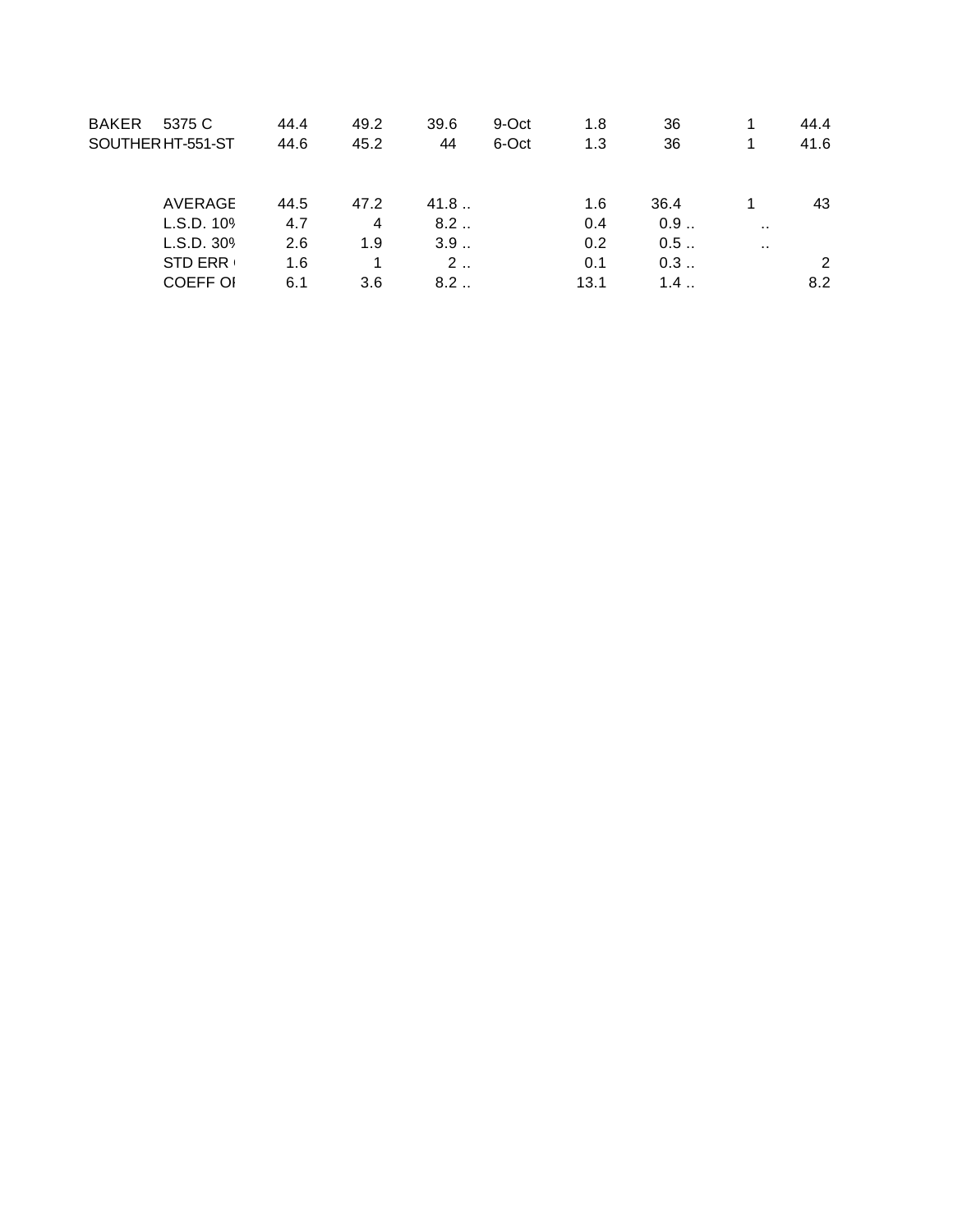| | | | | | | | | | |
|---|---|---|---|---|---|---|---|---|---|
| BAKER | 5375 C | 44.4 | 49.2 | 39.6 | 9-Oct | 1.8 | 36 | 1 | 44.4 |
| SOUTHER | HT-551-ST | 44.6 | 45.2 | 44 | 6-Oct | 1.3 | 36 | 1 | 41.6 |
| | | | | | | | | | |
| | AVERAGE | 44.5 | 47.2 | 41.8 .. | | 1.6 | 36.4 | 1 | 43 |
| | L.S.D. 10% | 4.7 | 4 | 8.2 .. | | 0.4 | 0.9 .. | .. | |
| | L.S.D. 30% | 2.6 | 1.9 | 3.9 .. | | 0.2 | 0.5 .. | .. | |
| | STD ERR ( | 1.6 | 1 | 2 .. | | 0.1 | 0.3 .. | | 2 |
| | COEFF OF | 6.1 | 3.6 | 8.2 .. | | 13.1 | 1.4 .. | | 8.2 |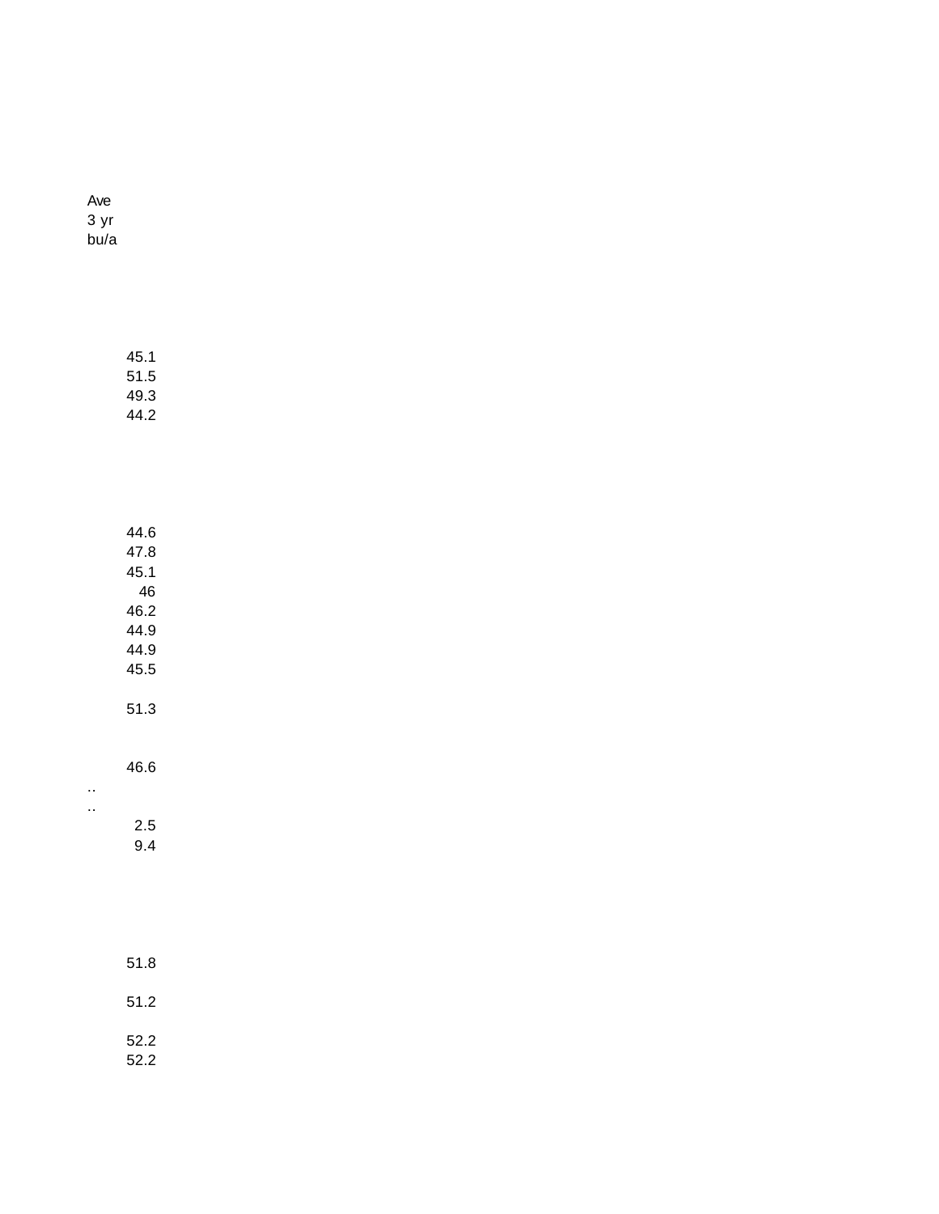| Ave 3 yr bu/a |
| --- |
| |
| 45.1 |
| 51.5 |
| 49.3 |
| 44.2 |
| |
| 44.6 |
| 47.8 |
| 45.1 |
| 46 |
| 46.2 |
| 44.9 |
| 44.9 |
| 45.5 |
| |
| 51.3 |
| |
| 46.6 |
| .. |
| .. |
| 2.5 |
| 9.4 |
| |
| 51.8 |
| |
| 51.2 |
| |
| 52.2 |
| 52.2 |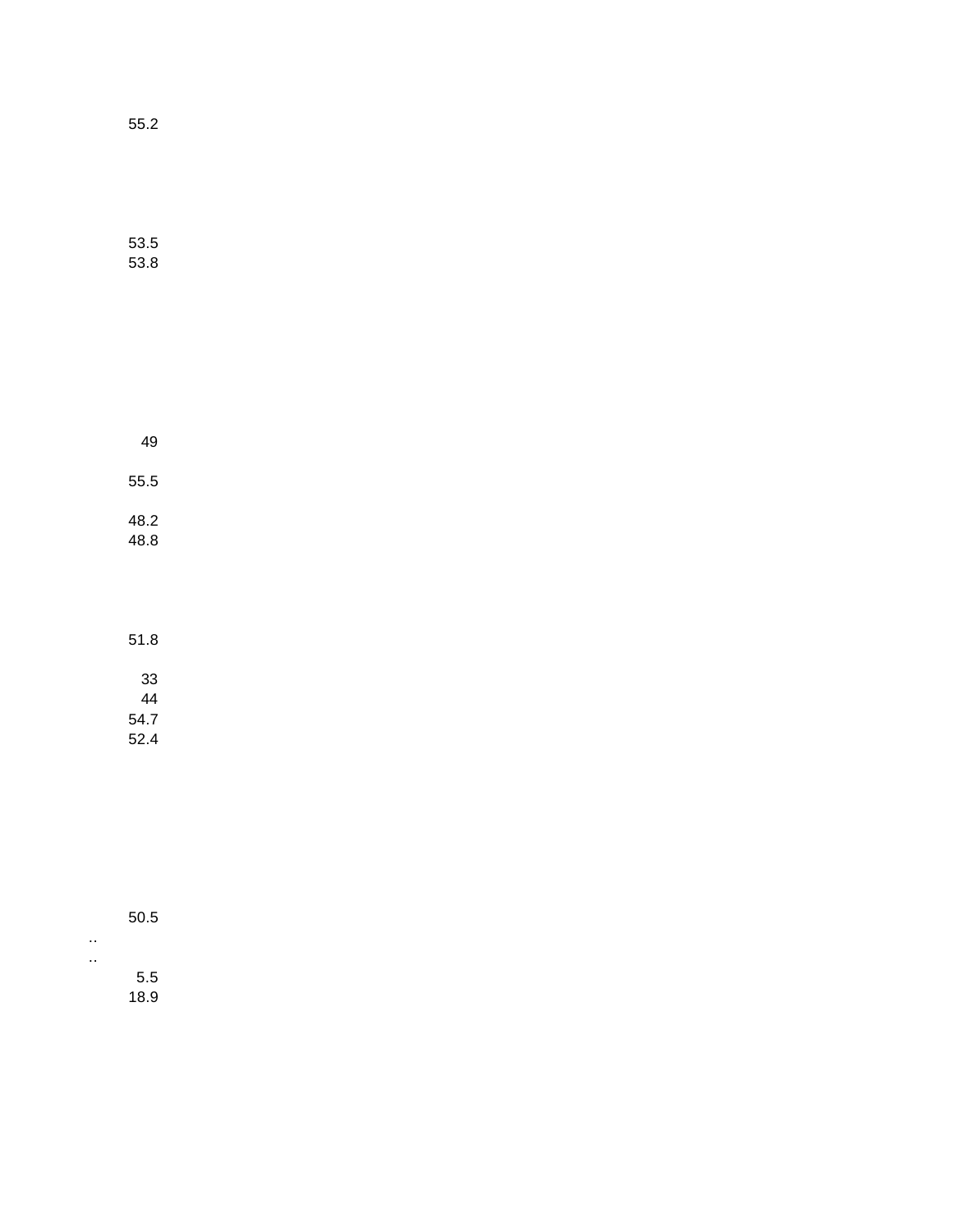55.2

53.5
53.8

49

55.5

48.2
48.8

51.8

33
44
54.7
52.4

50.5
..
..
5.5
18.9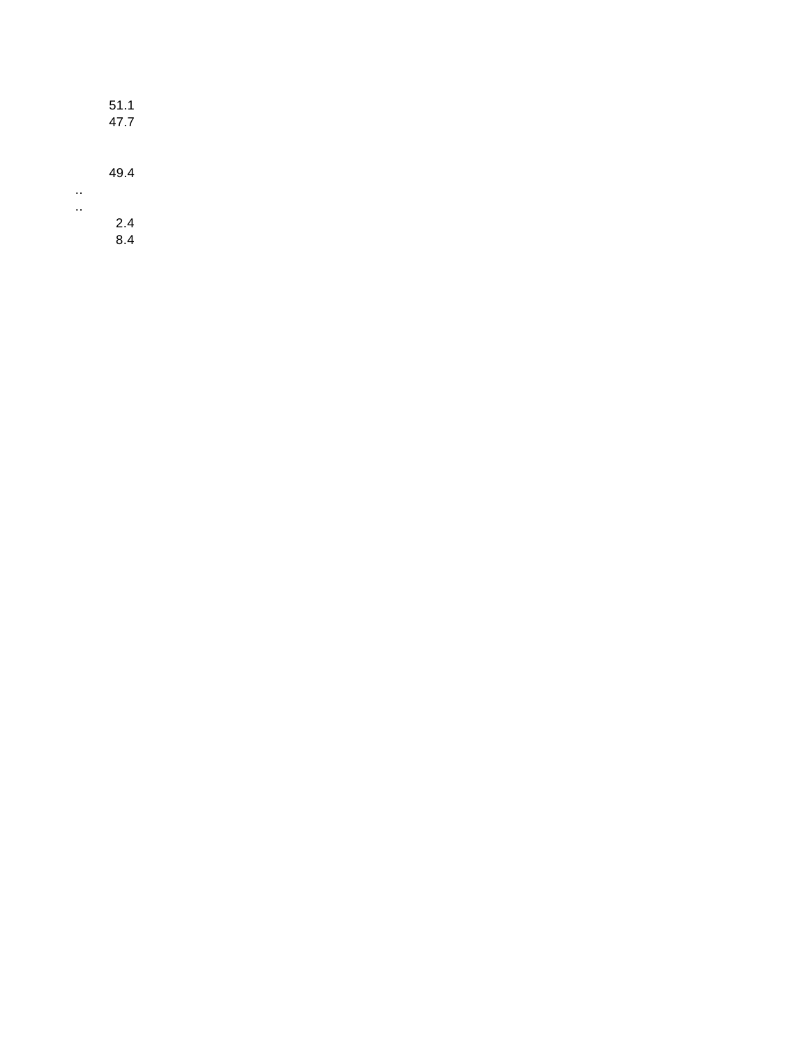51.1
47.7

49.4
..
..
2.4
8.4